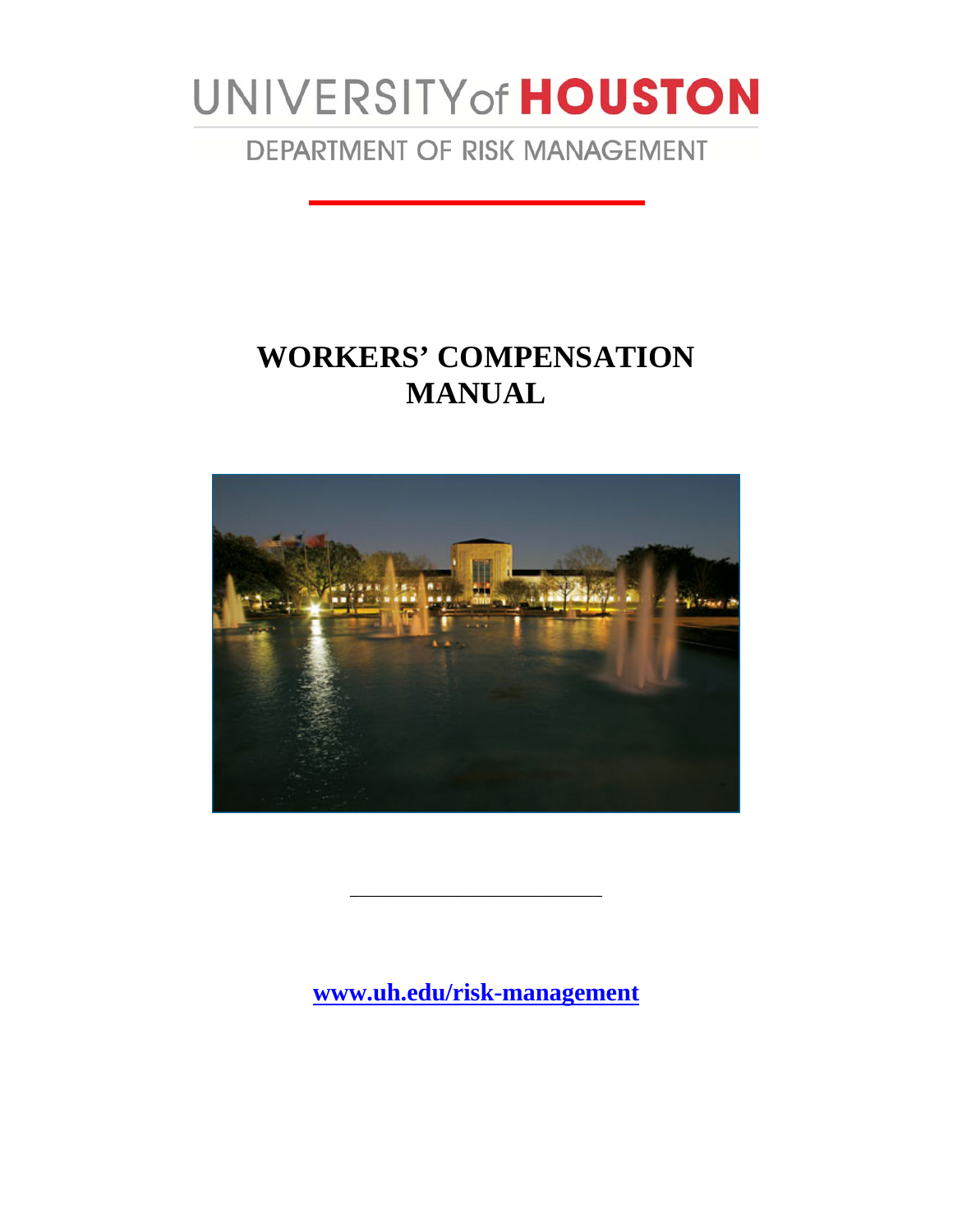UNIVERSITY of **HOUSTON**

DEPARTMENT OF RISK MANAGEMENT

# WORKERS' COMPENSATION MANUAL

**[www.uh.edu/risk-management](http://www.uh.edu/risk-management)**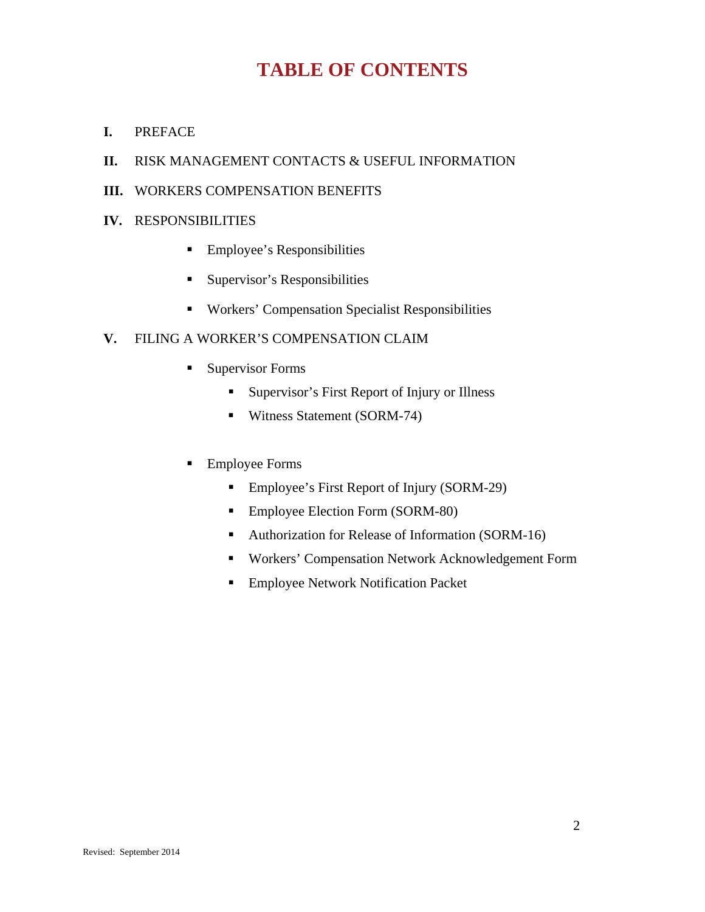# TABLE OF CONTENTS

**I.** PREFACE

**II.** RISK MANAGEMENT CONTACTS & USEFUL INFORMATION

**III.** WORKERS COMPENSATION BENEFITS

**IV.** RESPONSIBILITIES

- Employee's Responsibilities
- Supervisor's Responsibilities
- Workers' Compensation Specialist Responsibilities

**V.** FILING A WORKER'S COMPENSATION CLAIM

- Supervisor Forms
  - Supervisor's First Report of Injury or Illness
  - Witness Statement (SORM-74)
- Employee Forms
  - Employee's First Report of Injury (SORM-29)
  - Employee Election Form (SORM-80)
  - Authorization for Release of Information (SORM-16)
  - Workers' Compensation Network Acknowledgement Form
  - Employee Network Notification Packet

Revised: September 2014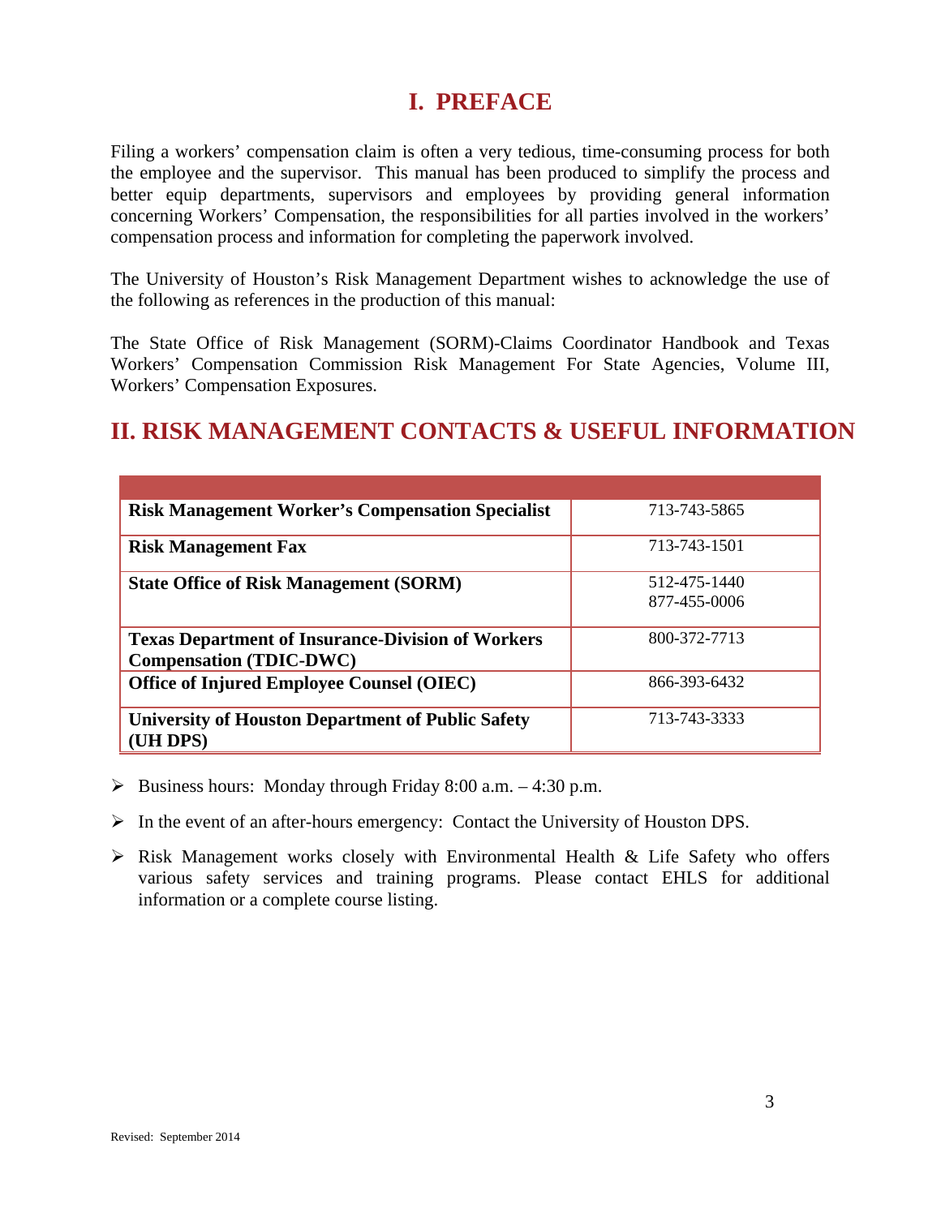# I. PREFACE

Filing a workers' compensation claim is often a very tedious, time-consuming process for both the employee and the supervisor. This manual has been produced to simplify the process and better equip departments, supervisors and employees by providing general information concerning Workers' Compensation, the responsibilities for all parties involved in the workers' compensation process and information for completing the paperwork involved.

The University of Houston's Risk Management Department wishes to acknowledge the use of the following as references in the production of this manual:

The State Office of Risk Management (SORM)-Claims Coordinator Handbook and Texas Workers' Compensation Commission Risk Management For State Agencies, Volume III, Workers' Compensation Exposures.

# II. RISK MANAGEMENT CONTACTS & USEFUL INFORMATION

| | |
|---|---|
| **Risk Management Worker's Compensation Specialist** | 713-743-5865 |
| **Risk Management Fax** | 713-743-1501 |
| **State Office of Risk Management (SORM)** | 512-475-1440<br>877-455-0006 |
| **Texas Department of Insurance-Division of Workers Compensation (TDIC-DWC)** | 800-372-7713 |
| **Office of Injured Employee Counsel (OIEC)** | 866-393-6432 |
| **University of Houston Department of Public Safety (UH DPS)** | 713-743-3333 |

- Business hours: Monday through Friday 8:00 a.m. – 4:30 p.m.
- In the event of an after-hours emergency: Contact the University of Houston DPS.
- Risk Management works closely with Environmental Health & Life Safety who offers various safety services and training programs. Please contact EHLS for additional information or a complete course listing.

Revised: September 2014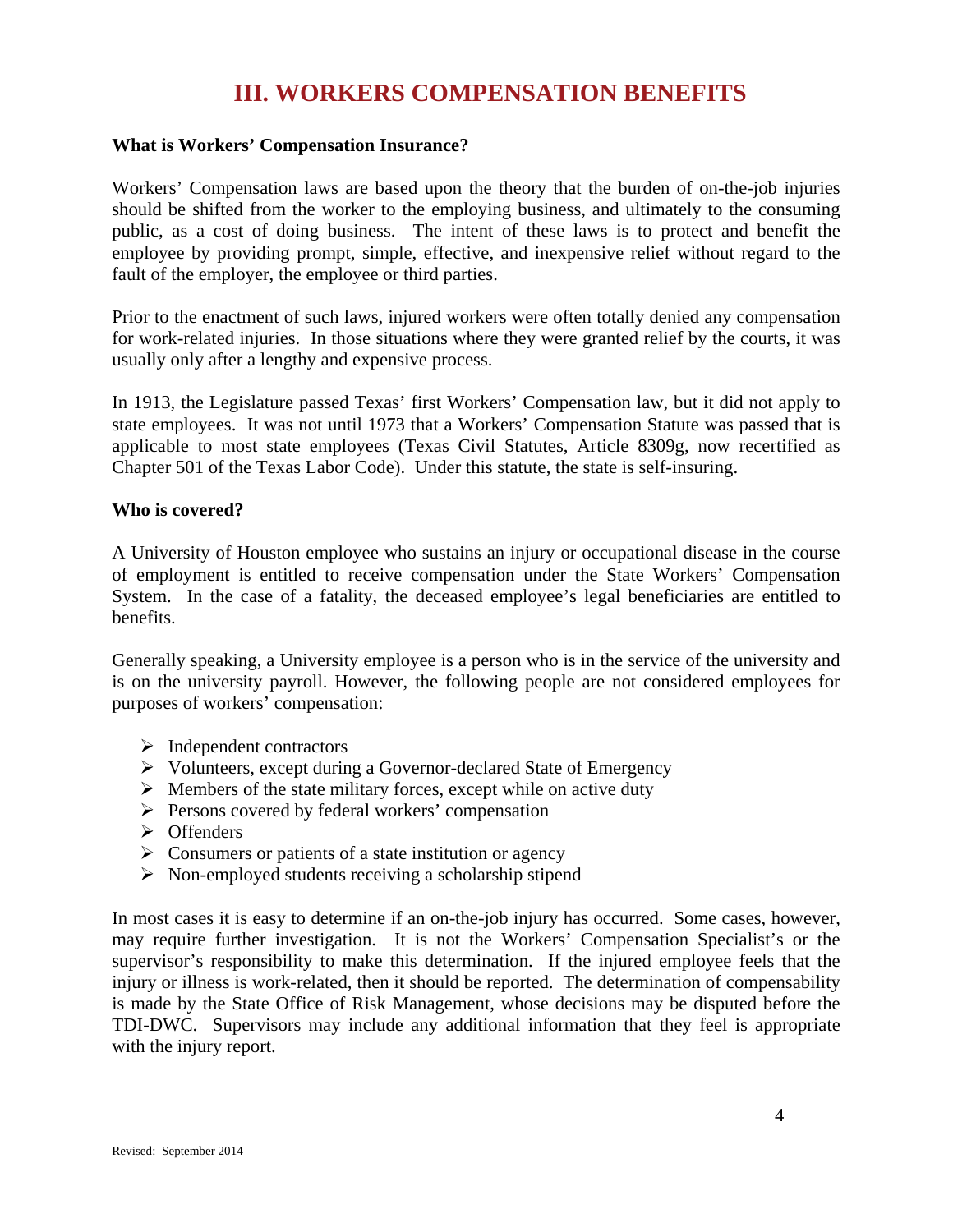# III. WORKERS COMPENSATION BENEFITS

**What is Workers' Compensation Insurance?**

Workers' Compensation laws are based upon the theory that the burden of on-the-job injuries should be shifted from the worker to the employing business, and ultimately to the consuming public, as a cost of doing business. The intent of these laws is to protect and benefit the employee by providing prompt, simple, effective, and inexpensive relief without regard to the fault of the employer, the employee or third parties.

Prior to the enactment of such laws, injured workers were often totally denied any compensation for work-related injuries. In those situations where they were granted relief by the courts, it was usually only after a lengthy and expensive process.

In 1913, the Legislature passed Texas' first Workers' Compensation law, but it did not apply to state employees. It was not until 1973 that a Workers' Compensation Statute was passed that is applicable to most state employees (Texas Civil Statutes, Article 8309g, now recertified as Chapter 501 of the Texas Labor Code). Under this statute, the state is self-insuring.

**Who is covered?**

A University of Houston employee who sustains an injury or occupational disease in the course of employment is entitled to receive compensation under the State Workers' Compensation System. In the case of a fatality, the deceased employee's legal beneficiaries are entitled to benefits.

Generally speaking, a University employee is a person who is in the service of the university and is on the university payroll. However, the following people are not considered employees for purposes of workers' compensation:

- Independent contractors
- Volunteers, except during a Governor-declared State of Emergency
- Members of the state military forces, except while on active duty
- Persons covered by federal workers' compensation
- Offenders
- Consumers or patients of a state institution or agency
- Non-employed students receiving a scholarship stipend

In most cases it is easy to determine if an on-the-job injury has occurred. Some cases, however, may require further investigation. It is not the Workers' Compensation Specialist's or the supervisor's responsibility to make this determination. If the injured employee feels that the injury or illness is work-related, then it should be reported. The determination of compensability is made by the State Office of Risk Management, whose decisions may be disputed before the TDI-DWC. Supervisors may include any additional information that they feel is appropriate with the injury report.

Revised: September 2014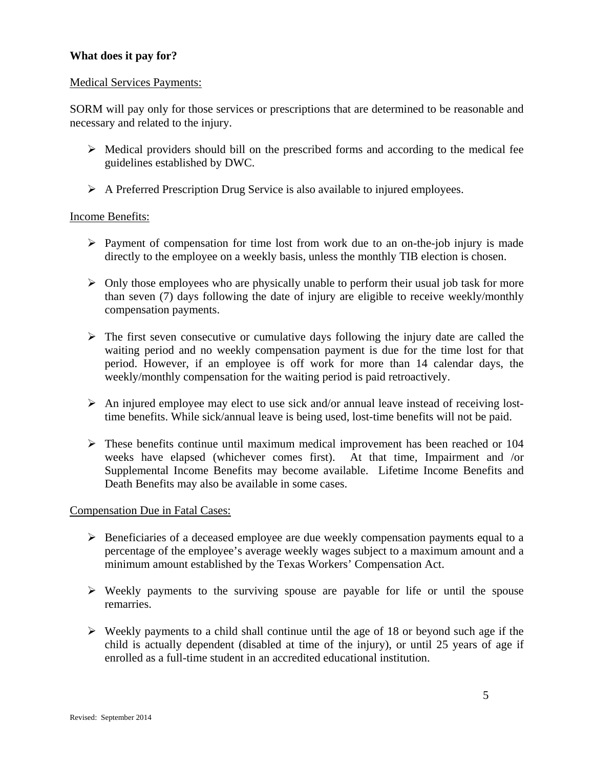**What does it pay for?**

Medical Services Payments:

SORM will pay only for those services or prescriptions that are determined to be reasonable and necessary and related to the injury.

- Medical providers should bill on the prescribed forms and according to the medical fee guidelines established by DWC.
- A Preferred Prescription Drug Service is also available to injured employees.

Income Benefits:

- Payment of compensation for time lost from work due to an on-the-job injury is made directly to the employee on a weekly basis, unless the monthly TIB election is chosen.
- Only those employees who are physically unable to perform their usual job task for more than seven (7) days following the date of injury are eligible to receive weekly/monthly compensation payments.
- The first seven consecutive or cumulative days following the injury date are called the waiting period and no weekly compensation payment is due for the time lost for that period. However, if an employee is off work for more than 14 calendar days, the weekly/monthly compensation for the waiting period is paid retroactively.
- An injured employee may elect to use sick and/or annual leave instead of receiving lost-time benefits. While sick/annual leave is being used, lost-time benefits will not be paid.
- These benefits continue until maximum medical improvement has been reached or 104 weeks have elapsed (whichever comes first). At that time, Impairment and /or Supplemental Income Benefits may become available. Lifetime Income Benefits and Death Benefits may also be available in some cases.

Compensation Due in Fatal Cases:

- Beneficiaries of a deceased employee are due weekly compensation payments equal to a percentage of the employee's average weekly wages subject to a maximum amount and a minimum amount established by the Texas Workers' Compensation Act.
- Weekly payments to the surviving spouse are payable for life or until the spouse remarries.
- Weekly payments to a child shall continue until the age of 18 or beyond such age if the child is actually dependent (disabled at time of the injury), or until 25 years of age if enrolled as a full-time student in an accredited educational institution.

Revised: September 2014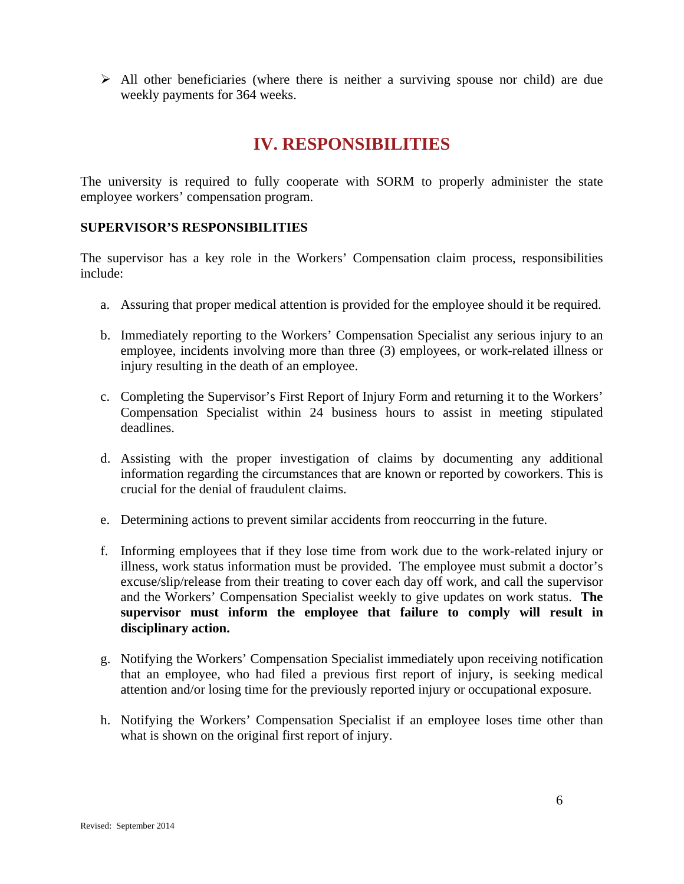- All other beneficiaries (where there is neither a surviving spouse nor child) are due weekly payments for 364 weeks.

## IV. RESPONSIBILITIES

The university is required to fully cooperate with SORM to properly administer the state employee workers' compensation program.

**SUPERVISOR'S RESPONSIBILITIES**

The supervisor has a key role in the Workers' Compensation claim process, responsibilities include:

a. Assuring that proper medical attention is provided for the employee should it be required.

b. Immediately reporting to the Workers' Compensation Specialist any serious injury to an employee, incidents involving more than three (3) employees, or work-related illness or injury resulting in the death of an employee.

c. Completing the Supervisor's First Report of Injury Form and returning it to the Workers' Compensation Specialist within 24 business hours to assist in meeting stipulated deadlines.

d. Assisting with the proper investigation of claims by documenting any additional information regarding the circumstances that are known or reported by coworkers. This is crucial for the denial of fraudulent claims.

e. Determining actions to prevent similar accidents from reoccurring in the future.

f. Informing employees that if they lose time from work due to the work-related injury or illness, work status information must be provided. The employee must submit a doctor's excuse/slip/release from their treating to cover each day off work, and call the supervisor and the Workers' Compensation Specialist weekly to give updates on work status. **The supervisor must inform the employee that failure to comply will result in disciplinary action.**

g. Notifying the Workers' Compensation Specialist immediately upon receiving notification that an employee, who had filed a previous first report of injury, is seeking medical attention and/or losing time for the previously reported injury or occupational exposure.

h. Notifying the Workers' Compensation Specialist if an employee loses time other than what is shown on the original first report of injury.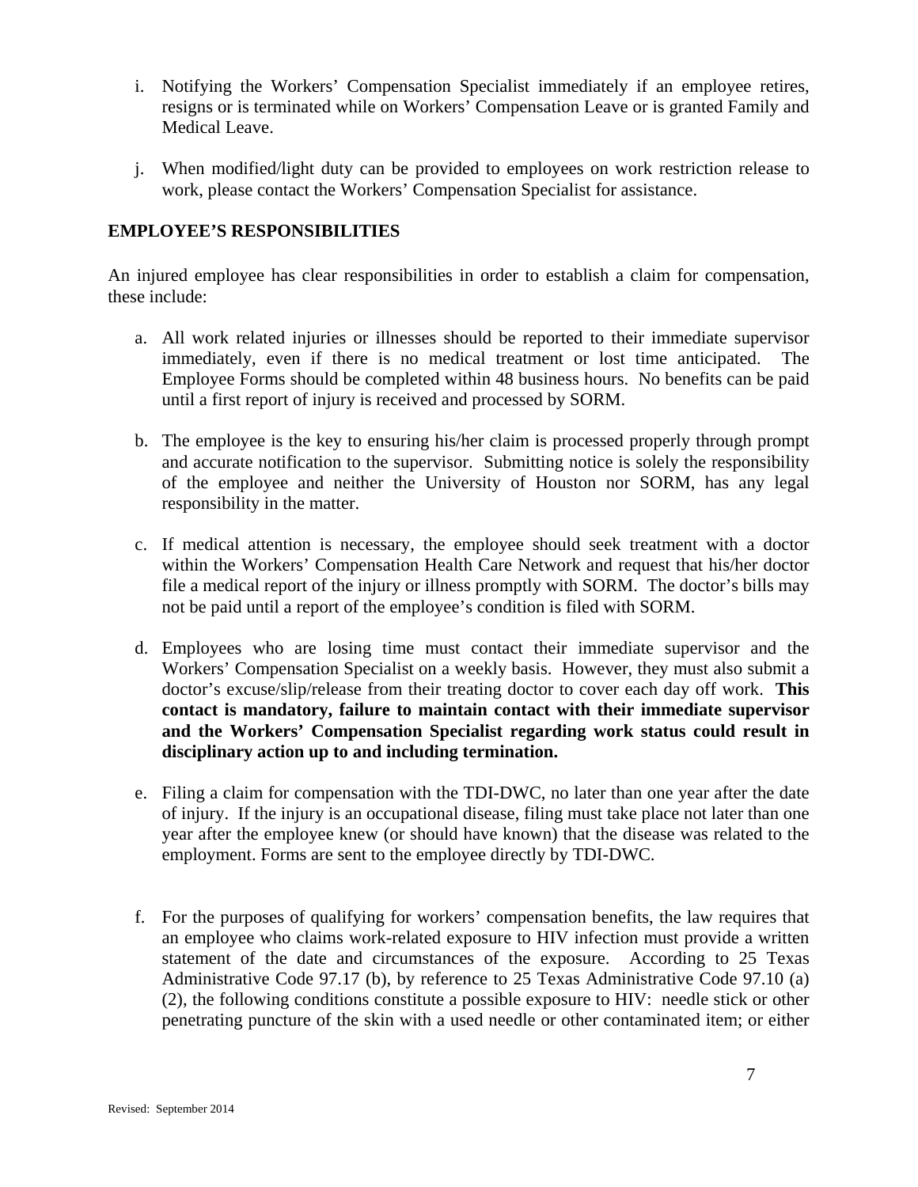i. Notifying the Workers' Compensation Specialist immediately if an employee retires, resigns or is terminated while on Workers' Compensation Leave or is granted Family and Medical Leave.

j. When modified/light duty can be provided to employees on work restriction release to work, please contact the Workers' Compensation Specialist for assistance.

## EMPLOYEE'S RESPONSIBILITIES

An injured employee has clear responsibilities in order to establish a claim for compensation, these include:

a. All work related injuries or illnesses should be reported to their immediate supervisor immediately, even if there is no medical treatment or lost time anticipated. The Employee Forms should be completed within 48 business hours. No benefits can be paid until a first report of injury is received and processed by SORM.

b. The employee is the key to ensuring his/her claim is processed properly through prompt and accurate notification to the supervisor. Submitting notice is solely the responsibility of the employee and neither the University of Houston nor SORM, has any legal responsibility in the matter.

c. If medical attention is necessary, the employee should seek treatment with a doctor within the Workers' Compensation Health Care Network and request that his/her doctor file a medical report of the injury or illness promptly with SORM. The doctor's bills may not be paid until a report of the employee's condition is filed with SORM.

d. Employees who are losing time must contact their immediate supervisor and the Workers' Compensation Specialist on a weekly basis. However, they must also submit a doctor's excuse/slip/release from their treating doctor to cover each day off work. **This contact is mandatory, failure to maintain contact with their immediate supervisor and the Workers' Compensation Specialist regarding work status could result in disciplinary action up to and including termination.**

e. Filing a claim for compensation with the TDI-DWC, no later than one year after the date of injury. If the injury is an occupational disease, filing must take place not later than one year after the employee knew (or should have known) that the disease was related to the employment. Forms are sent to the employee directly by TDI-DWC.

f. For the purposes of qualifying for workers' compensation benefits, the law requires that an employee who claims work-related exposure to HIV infection must provide a written statement of the date and circumstances of the exposure. According to 25 Texas Administrative Code 97.17 (b), by reference to 25 Texas Administrative Code 97.10 (a) (2), the following conditions constitute a possible exposure to HIV: needle stick or other penetrating puncture of the skin with a used needle or other contaminated item; or either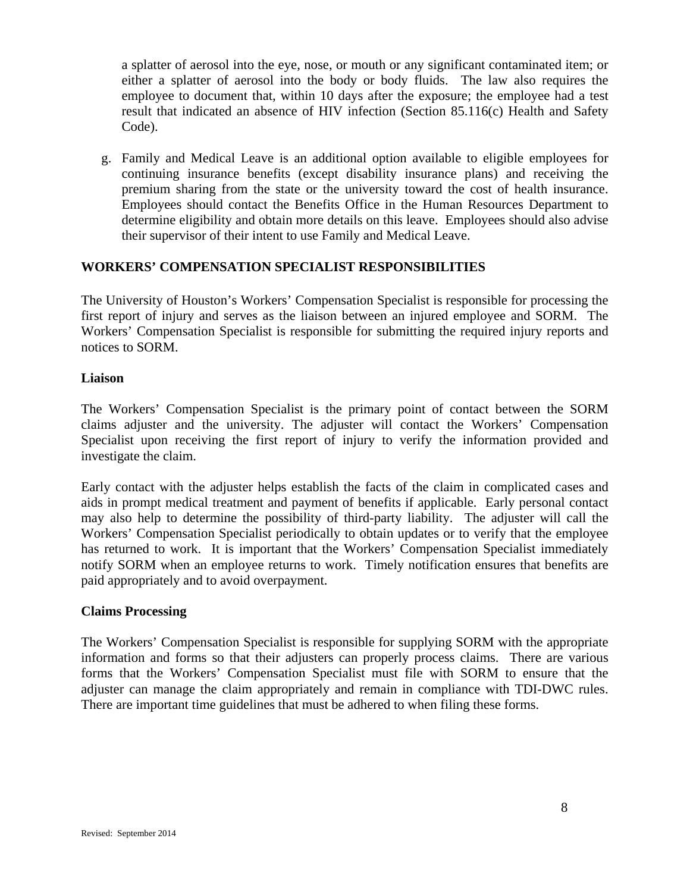a splatter of aerosol into the eye, nose, or mouth or any significant contaminated item; or either a splatter of aerosol into the body or body fluids. The law also requires the employee to document that, within 10 days after the exposure; the employee had a test result that indicated an absence of HIV infection (Section 85.116(c) Health and Safety Code).

g. Family and Medical Leave is an additional option available to eligible employees for continuing insurance benefits (except disability insurance plans) and receiving the premium sharing from the state or the university toward the cost of health insurance. Employees should contact the Benefits Office in the Human Resources Department to determine eligibility and obtain more details on this leave. Employees should also advise their supervisor of their intent to use Family and Medical Leave.

## WORKERS' COMPENSATION SPECIALIST RESPONSIBILITIES

The University of Houston's Workers' Compensation Specialist is responsible for processing the first report of injury and serves as the liaison between an injured employee and SORM. The Workers' Compensation Specialist is responsible for submitting the required injury reports and notices to SORM.

### Liaison

The Workers' Compensation Specialist is the primary point of contact between the SORM claims adjuster and the university. The adjuster will contact the Workers' Compensation Specialist upon receiving the first report of injury to verify the information provided and investigate the claim.

Early contact with the adjuster helps establish the facts of the claim in complicated cases and aids in prompt medical treatment and payment of benefits if applicable. Early personal contact may also help to determine the possibility of third-party liability. The adjuster will call the Workers' Compensation Specialist periodically to obtain updates or to verify that the employee has returned to work. It is important that the Workers' Compensation Specialist immediately notify SORM when an employee returns to work. Timely notification ensures that benefits are paid appropriately and to avoid overpayment.

### Claims Processing

The Workers' Compensation Specialist is responsible for supplying SORM with the appropriate information and forms so that their adjusters can properly process claims. There are various forms that the Workers' Compensation Specialist must file with SORM to ensure that the adjuster can manage the claim appropriately and remain in compliance with TDI-DWC rules. There are important time guidelines that must be adhered to when filing these forms.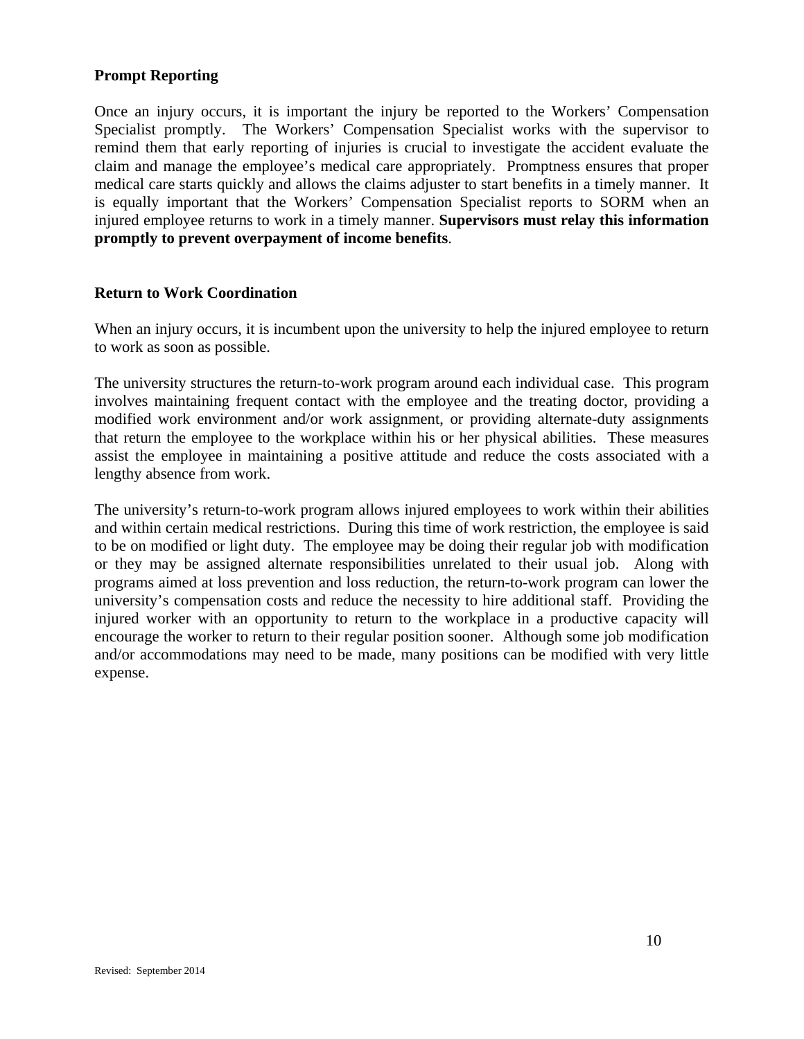## Prompt Reporting

Once an injury occurs, it is important the injury be reported to the Workers' Compensation Specialist promptly. The Workers' Compensation Specialist works with the supervisor to remind them that early reporting of injuries is crucial to investigate the accident evaluate the claim and manage the employee's medical care appropriately. Promptness ensures that proper medical care starts quickly and allows the claims adjuster to start benefits in a timely manner. It is equally important that the Workers' Compensation Specialist reports to SORM when an injured employee returns to work in a timely manner. **Supervisors must relay this information promptly to prevent overpayment of income benefits**.

## Return to Work Coordination

When an injury occurs, it is incumbent upon the university to help the injured employee to return to work as soon as possible.

The university structures the return-to-work program around each individual case. This program involves maintaining frequent contact with the employee and the treating doctor, providing a modified work environment and/or work assignment, or providing alternate-duty assignments that return the employee to the workplace within his or her physical abilities. These measures assist the employee in maintaining a positive attitude and reduce the costs associated with a lengthy absence from work.

The university's return-to-work program allows injured employees to work within their abilities and within certain medical restrictions. During this time of work restriction, the employee is said to be on modified or light duty. The employee may be doing their regular job with modification or they may be assigned alternate responsibilities unrelated to their usual job. Along with programs aimed at loss prevention and loss reduction, the return-to-work program can lower the university's compensation costs and reduce the necessity to hire additional staff. Providing the injured worker with an opportunity to return to the workplace in a productive capacity will encourage the worker to return to their regular position sooner. Although some job modification and/or accommodations may need to be made, many positions can be modified with very little expense.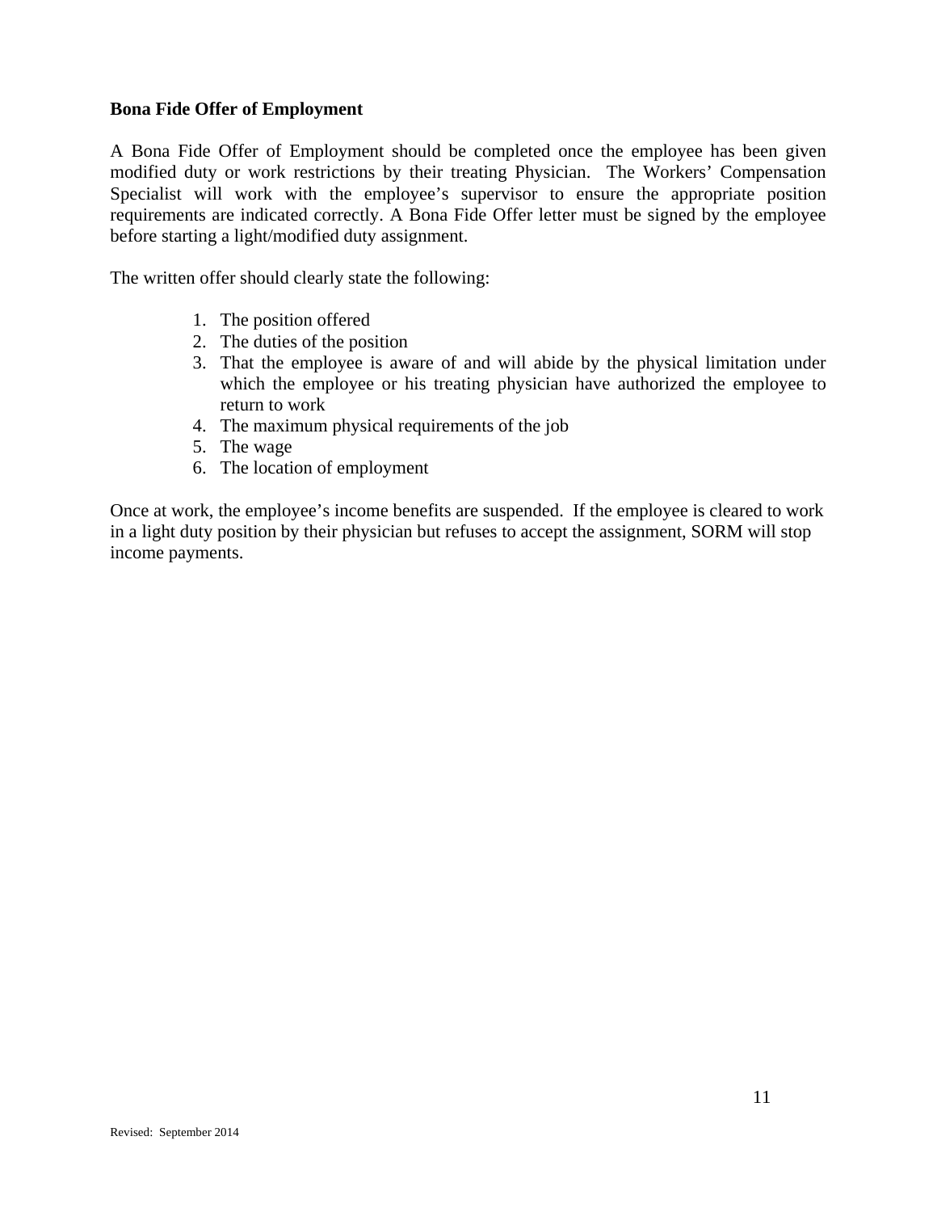**Bona Fide Offer of Employment**

A Bona Fide Offer of Employment should be completed once the employee has been given modified duty or work restrictions by their treating Physician. The Workers' Compensation Specialist will work with the employee's supervisor to ensure the appropriate position requirements are indicated correctly. A Bona Fide Offer letter must be signed by the employee before starting a light/modified duty assignment.

The written offer should clearly state the following:

1. The position offered
2. The duties of the position
3. That the employee is aware of and will abide by the physical limitation under which the employee or his treating physician have authorized the employee to return to work
4. The maximum physical requirements of the job
5. The wage
6. The location of employment

Once at work, the employee's income benefits are suspended. If the employee is cleared to work in a light duty position by their physician but refuses to accept the assignment, SORM will stop income payments.

Revised: September 2014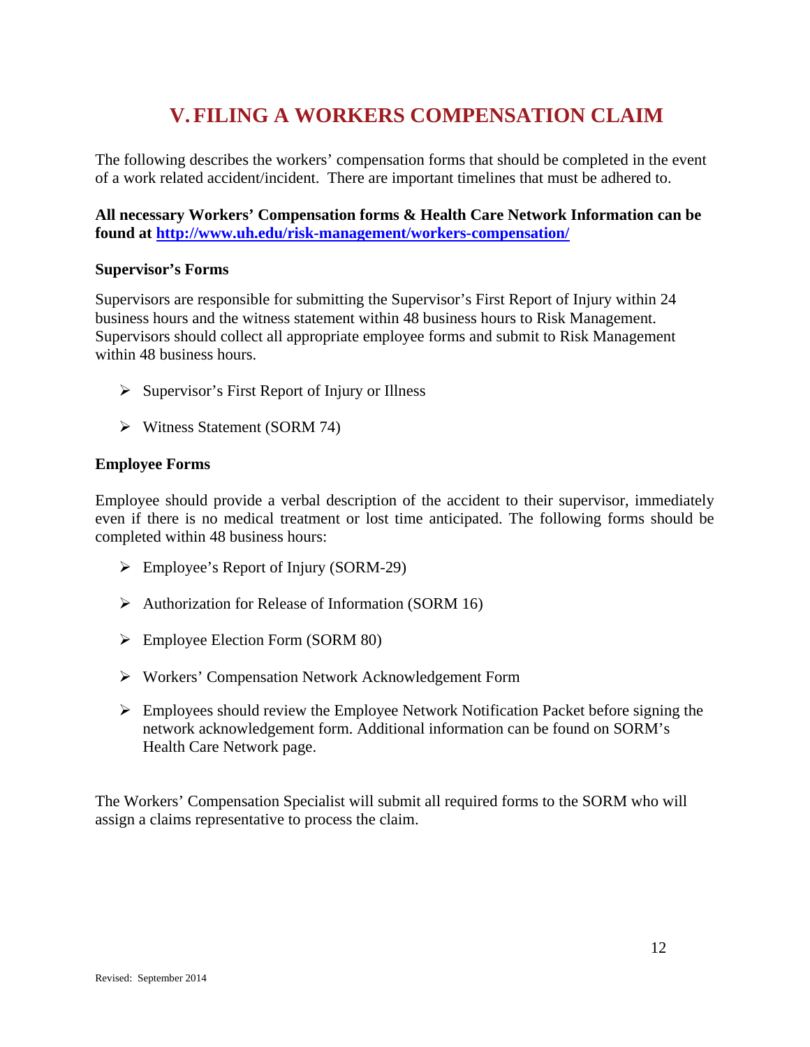# V. FILING A WORKERS COMPENSATION CLAIM

The following describes the workers' compensation forms that should be completed in the event of a work related accident/incident. There are important timelines that must be adhered to.

**All necessary Workers' Compensation forms & Health Care Network Information can be found at [http://www.uh.edu/risk-management/workers-compensation/](http://www.uh.edu/risk-management/workers-compensation/)**

**Supervisor's Forms**

Supervisors are responsible for submitting the Supervisor's First Report of Injury within 24 business hours and the witness statement within 48 business hours to Risk Management. Supervisors should collect all appropriate employee forms and submit to Risk Management within 48 business hours.

- Supervisor's First Report of Injury or Illness
- Witness Statement (SORM 74)

**Employee Forms**

Employee should provide a verbal description of the accident to their supervisor, immediately even if there is no medical treatment or lost time anticipated. The following forms should be completed within 48 business hours:

- Employee's Report of Injury (SORM-29)
- Authorization for Release of Information (SORM 16)
- Employee Election Form (SORM 80)
- Workers' Compensation Network Acknowledgement Form
- Employees should review the Employee Network Notification Packet before signing the network acknowledgement form. Additional information can be found on SORM's Health Care Network page.

The Workers' Compensation Specialist will submit all required forms to the SORM who will assign a claims representative to process the claim.

Revised: September 2014